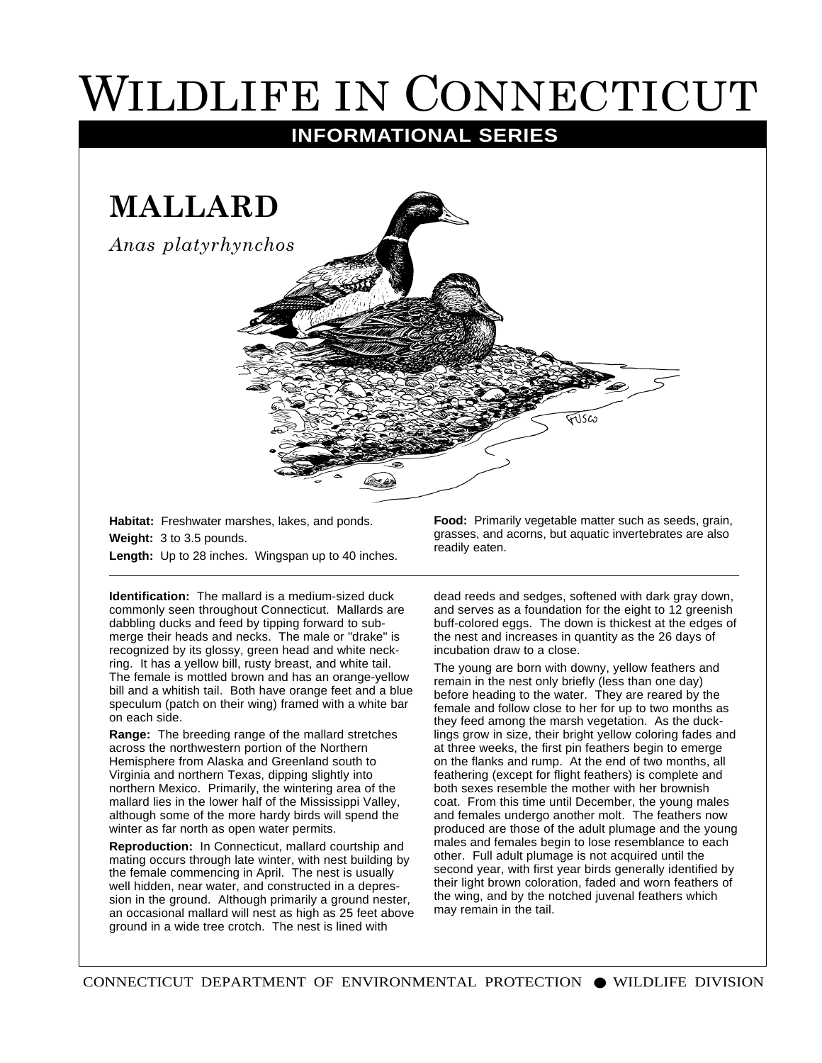# WILDLIFE IN CONNECTICUT

**INFORMATIONAL SERIES**

## MALLARD

*Anas platyrhynchos*

**Habitat:** Freshwater marshes, lakes, and ponds.

**Weight:** 3 to 3.5 pounds.

**Length:** Up to 28 inches. Wingspan up to 40 inches.

**Food:** Primarily vegetable matter such as seeds, grain, grasses, and acorns, but aquatic invertebrates are also readily eaten.

---

**Identification:** The mallard is a medium-sized duck commonly seen throughout Connecticut. Mallards are dabbling ducks and feed by tipping forward to submerge their heads and necks. The male or "drake" is recognized by its glossy, green head and white neck-ring. It has a yellow bill, rusty breast, and white tail. The female is mottled brown and has an orange-yellow bill and a whitish tail. Both have orange feet and a blue speculum (patch on their wing) framed with a white bar on each side.

**Range:** The breeding range of the mallard stretches across the northwestern portion of the Northern Hemisphere from Alaska and Greenland south to Virginia and northern Texas, dipping slightly into northern Mexico. Primarily, the wintering area of the mallard lies in the lower half of the Mississippi Valley, although some of the more hardy birds will spend the winter as far north as open water permits.

**Reproduction:** In Connecticut, mallard courtship and mating occurs through late winter, with nest building by the female commencing in April. The nest is usually well hidden, near water, and constructed in a depression in the ground. Although primarily a ground nester, an occasional mallard will nest as high as 25 feet above ground in a wide tree crotch. The nest is lined with dead reeds and sedges, softened with dark gray down, and serves as a foundation for the eight to 12 greenish buff-colored eggs. The down is thickest at the edges of the nest and increases in quantity as the 26 days of incubation draw to a close.

The young are born with downy, yellow feathers and remain in the nest only briefly (less than one day) before heading to the water. They are reared by the female and follow close to her for up to two months as they feed among the marsh vegetation. As the ducklings grow in size, their bright yellow coloring fades and at three weeks, the first pin feathers begin to emerge on the flanks and rump. At the end of two months, all feathering (except for flight feathers) is complete and both sexes resemble the mother with her brownish coat. From this time until December, the young males and females undergo another molt. The feathers now produced are those of the adult plumage and the young males and females begin to lose resemblance to each other. Full adult plumage is not acquired until the second year, with first year birds generally identified by their light brown coloration, faded and worn feathers of the wing, and by the notched juvenal feathers which may remain in the tail.

CONNECTICUT DEPARTMENT OF ENVIRONMENTAL PROTECTION ● WILDLIFE DIVISION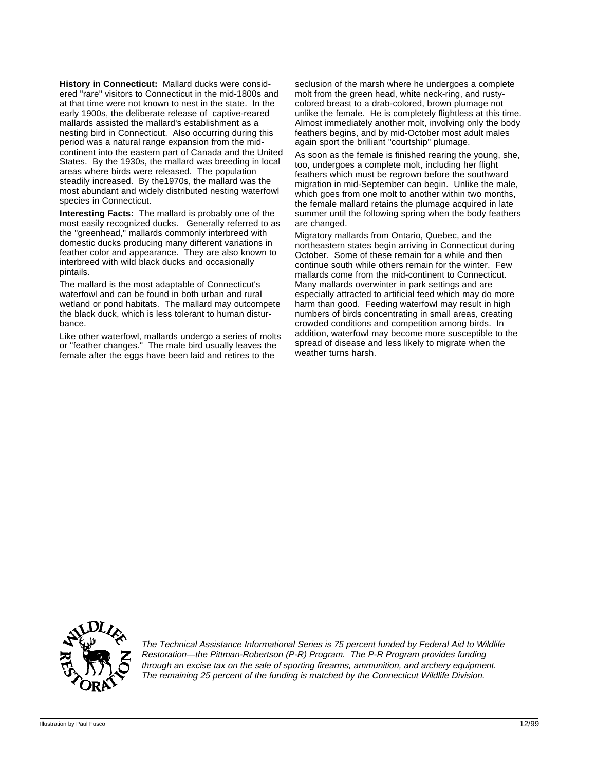**History in Connecticut:** Mallard ducks were considered "rare" visitors to Connecticut in the mid-1800s and at that time were not known to nest in the state. In the early 1900s, the deliberate release of captive-reared mallards assisted the mallard's establishment as a nesting bird in Connecticut. Also occurring during this period was a natural range expansion from the mid-continent into the eastern part of Canada and the United States. By the 1930s, the mallard was breeding in local areas where birds were released. The population steadily increased. By the1970s, the mallard was the most abundant and widely distributed nesting waterfowl species in Connecticut.

**Interesting Facts:** The mallard is probably one of the most easily recognized ducks. Generally referred to as the "greenhead," mallards commonly interbreed with domestic ducks producing many different variations in feather color and appearance. They are also known to interbreed with wild black ducks and occasionally pintails.

The mallard is the most adaptable of Connecticut's waterfowl and can be found in both urban and rural wetland or pond habitats. The mallard may outcompete the black duck, which is less tolerant to human disturbance.

Like other waterfowl, mallards undergo a series of molts or "feather changes." The male bird usually leaves the female after the eggs have been laid and retires to the seclusion of the marsh where he undergoes a complete molt from the green head, white neck-ring, and rusty-colored breast to a drab-colored, brown plumage not unlike the female. He is completely flightless at this time. Almost immediately another molt, involving only the body feathers begins, and by mid-October most adult males again sport the brilliant "courtship" plumage.

As soon as the female is finished rearing the young, she, too, undergoes a complete molt, including her flight feathers which must be regrown before the southward migration in mid-September can begin. Unlike the male, which goes from one molt to another within two months, the female mallard retains the plumage acquired in late summer until the following spring when the body feathers are changed.

Migratory mallards from Ontario, Quebec, and the northeastern states begin arriving in Connecticut during October. Some of these remain for a while and then continue south while others remain for the winter. Few mallards come from the mid-continent to Connecticut. Many mallards overwinter in park settings and are especially attracted to artificial feed which may do more harm than good. Feeding waterfowl may result in high numbers of birds concentrating in small areas, creating crowded conditions and competition among birds. In addition, waterfowl may become more susceptible to the spread of disease and less likely to migrate when the weather turns harsh.

WILDLIFE RESTORATION

*The Technical Assistance Informational Series is 75 percent funded by Federal Aid to Wildlife Restoration—the Pittman-Robertson (P-R) Program. The P-R Program provides funding through an excise tax on the sale of sporting firearms, ammunition, and archery equipment. The remaining 25 percent of the funding is matched by the Connecticut Wildlife Division.*

Illustration by Paul Fusco

12/99